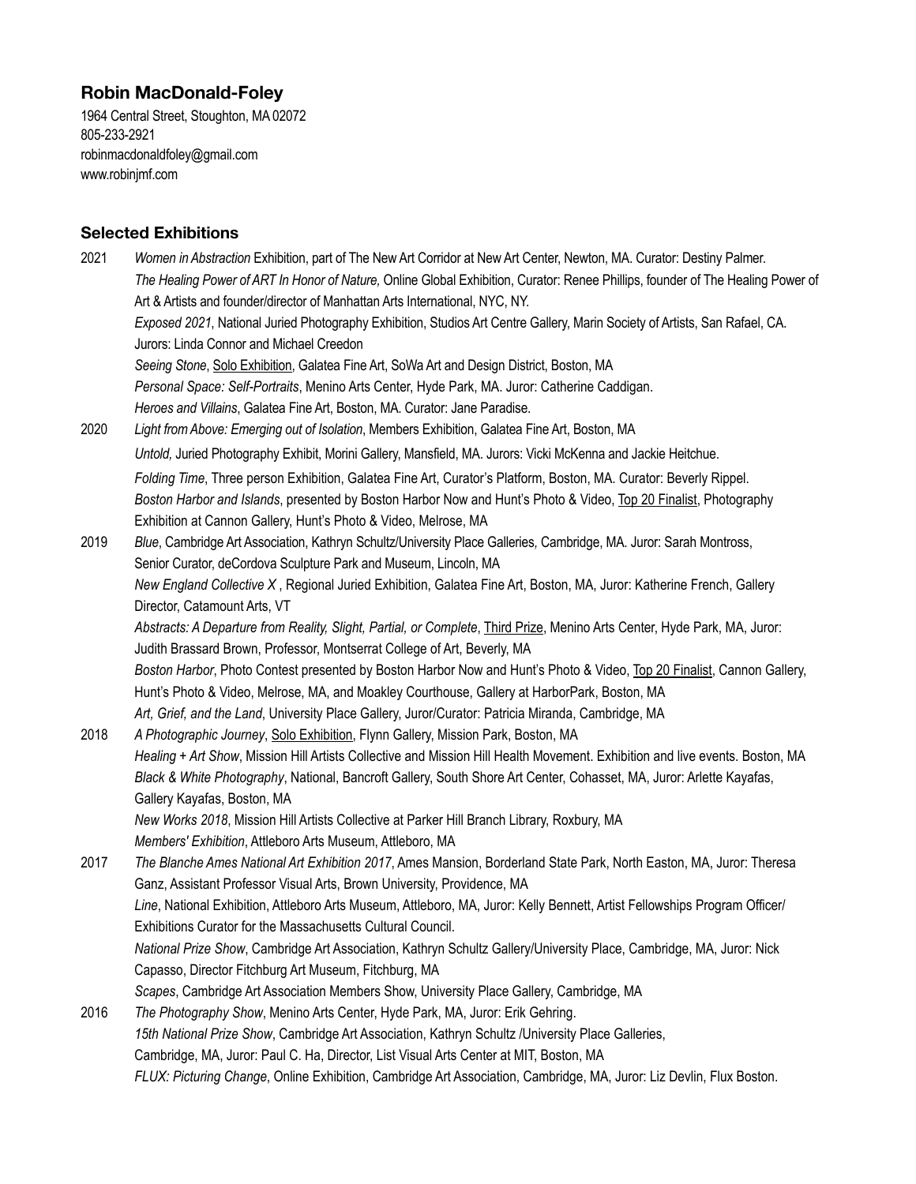## Robin MacDonald-Foley

1964 Central Street, Stoughton, MA 02072
805-233-2921
robinmacdonaldfoley@gmail.com
www.robinjmf.com

### Selected Exhibitions

**2021**

*Women in Abstraction* Exhibition, part of The New Art Corridor at New Art Center, Newton, MA. Curator: Destiny Palmer.

*The Healing Power of ART In Honor of Nature,* Online Global Exhibition, Curator: Renee Phillips, founder of The Healing Power of Art & Artists and founder/director of Manhattan Arts International, NYC, NY.

*Exposed 2021*, National Juried Photography Exhibition, Studios Art Centre Gallery, Marin Society of Artists, San Rafael, CA. Jurors: Linda Connor and Michael Creedon

*Seeing Stone*, <u>Solo Exhibition</u>, Galatea Fine Art, SoWa Art and Design District, Boston, MA

*Personal Space: Self-Portraits*, Menino Arts Center, Hyde Park, MA. Juror: Catherine Caddigan.

*Heroes and Villains*, Galatea Fine Art, Boston, MA. Curator: Jane Paradise.

**2020**

*Light from Above: Emerging out of Isolation*, Members Exhibition, Galatea Fine Art, Boston, MA

*Untold,* Juried Photography Exhibit, Morini Gallery, Mansfield, MA. Jurors: Vicki McKenna and Jackie Heitchue.

*Folding Time*, Three person Exhibition, Galatea Fine Art, Curator's Platform, Boston, MA. Curator: Beverly Rippel.

*Boston Harbor and Islands*, presented by Boston Harbor Now and Hunt's Photo & Video, <u>Top 20 Finalist</u>, Photography Exhibition at Cannon Gallery, Hunt's Photo & Video, Melrose, MA

**2019**

*Blue*, Cambridge Art Association, Kathryn Schultz/University Place Galleries*,* Cambridge, MA. Juror: Sarah Montross, Senior Curator, deCordova Sculpture Park and Museum, Lincoln, MA

*New England Collective X* , Regional Juried Exhibition, Galatea Fine Art, Boston, MA, Juror: Katherine French, Gallery Director, Catamount Arts, VT

*Abstracts: A Departure from Reality, Slight, Partial, or Complete*, <u>Third Prize</u>, Menino Arts Center, Hyde Park, MA, Juror: Judith Brassard Brown, Professor, Montserrat College of Art, Beverly, MA

*Boston Harbor*, Photo Contest presented by Boston Harbor Now and Hunt's Photo & Video, <u>Top 20 Finalist</u>, Cannon Gallery, Hunt's Photo & Video, Melrose, MA, and Moakley Courthouse, Gallery at HarborPark, Boston, MA

*Art, Grief, and the Land*, University Place Gallery, Juror/Curator: Patricia Miranda, Cambridge, MA

**2018**

*A Photographic Journey*, <u>Solo Exhibition</u>, Flynn Gallery, Mission Park, Boston, MA

*Healing + Art Show*, Mission Hill Artists Collective and Mission Hill Health Movement. Exhibition and live events. Boston, MA

*Black & White Photography*, National, Bancroft Gallery, South Shore Art Center, Cohasset, MA, Juror: Arlette Kayafas, Gallery Kayafas, Boston, MA

*New Works 2018*, Mission Hill Artists Collective at Parker Hill Branch Library, Roxbury, MA

*Members' Exhibition*, Attleboro Arts Museum, Attleboro, MA

**2017**

*The Blanche Ames National Art Exhibition 2017*, Ames Mansion, Borderland State Park, North Easton, MA, Juror: Theresa Ganz, Assistant Professor Visual Arts, Brown University, Providence, MA

*Line*, National Exhibition, Attleboro Arts Museum, Attleboro, MA, Juror: Kelly Bennett, Artist Fellowships Program Officer/ Exhibitions Curator for the Massachusetts Cultural Council.

*National Prize Show*, Cambridge Art Association, Kathryn Schultz Gallery/University Place, Cambridge, MA, Juror: Nick Capasso, Director Fitchburg Art Museum, Fitchburg, MA

*Scapes*, Cambridge Art Association Members Show, University Place Gallery, Cambridge, MA

**2016**

*The Photography Show*, Menino Arts Center, Hyde Park, MA, Juror: Erik Gehring.

*15th National Prize Show*, Cambridge Art Association, Kathryn Schultz /University Place Galleries, Cambridge, MA, Juror: Paul C. Ha, Director, List Visual Arts Center at MIT, Boston, MA

*FLUX: Picturing Change*, Online Exhibition, Cambridge Art Association, Cambridge, MA, Juror: Liz Devlin, Flux Boston.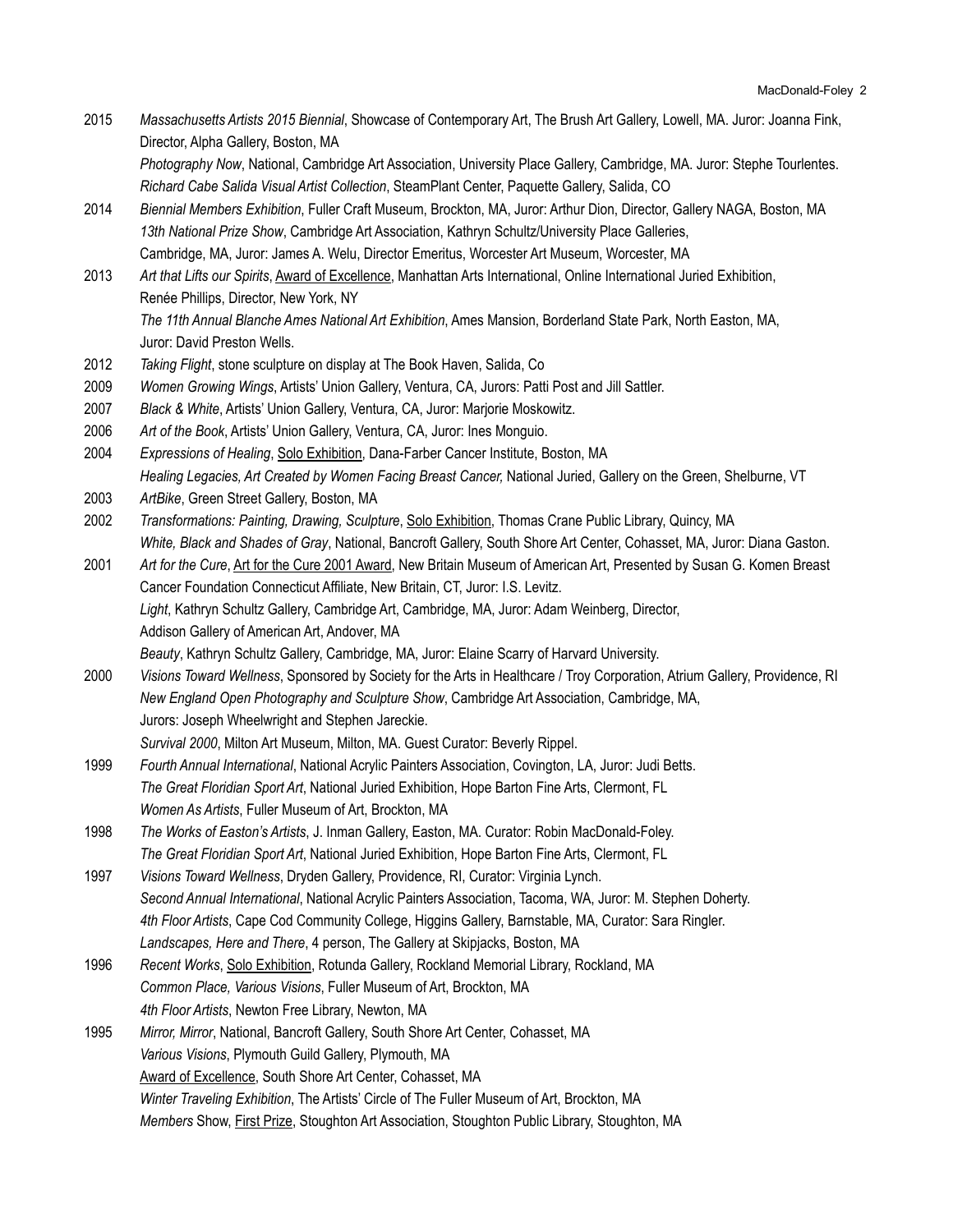2015 *Massachusetts Artists 2015 Biennial*, Showcase of Contemporary Art, The Brush Art Gallery, Lowell, MA. Juror: Joanna Fink, Director, Alpha Gallery, Boston, MA
*Photography Now*, National, Cambridge Art Association, University Place Gallery, Cambridge, MA. Juror: Stephe Tourlentes.
*Richard Cabe Salida Visual Artist Collection*, SteamPlant Center, Paquette Gallery, Salida, CO

2014 *Biennial Members Exhibition*, Fuller Craft Museum, Brockton, MA, Juror: Arthur Dion, Director, Gallery NAGA, Boston, MA
*13th National Prize Show*, Cambridge Art Association, Kathryn Schultz/University Place Galleries, Cambridge, MA, Juror: James A. Welu, Director Emeritus, Worcester Art Museum, Worcester, MA

2013 *Art that Lifts our Spirits*, Award of Excellence, Manhattan Arts International, Online International Juried Exhibition, Renée Phillips, Director, New York, NY
*The 11th Annual Blanche Ames National Art Exhibition*, Ames Mansion, Borderland State Park, North Easton, MA, Juror: David Preston Wells.

2012 *Taking Flight*, stone sculpture on display at The Book Haven, Salida, Co

2009 *Women Growing Wings*, Artists' Union Gallery, Ventura, CA, Jurors: Patti Post and Jill Sattler.

2007 *Black & White*, Artists' Union Gallery, Ventura, CA, Juror: Marjorie Moskowitz.

2006 *Art of the Book*, Artists' Union Gallery, Ventura, CA, Juror: Ines Monguio.

2004 *Expressions of Healing*, Solo Exhibition, Dana-Farber Cancer Institute, Boston, MA
*Healing Legacies, Art Created by Women Facing Breast Cancer,* National Juried, Gallery on the Green, Shelburne, VT

2003 *ArtBike*, Green Street Gallery, Boston, MA

2002 *Transformations: Painting, Drawing, Sculpture*, Solo Exhibition, Thomas Crane Public Library, Quincy, MA
*White, Black and Shades of Gray*, National, Bancroft Gallery, South Shore Art Center, Cohasset, MA, Juror: Diana Gaston.

2001 *Art for the Cure*, Art for the Cure 2001 Award, New Britain Museum of American Art, Presented by Susan G. Komen Breast Cancer Foundation Connecticut Affiliate, New Britain, CT, Juror: I.S. Levitz.
*Light*, Kathryn Schultz Gallery, Cambridge Art, Cambridge, MA, Juror: Adam Weinberg, Director, Addison Gallery of American Art, Andover, MA
*Beauty*, Kathryn Schultz Gallery, Cambridge, MA, Juror: Elaine Scarry of Harvard University.

2000 *Visions Toward Wellness*, Sponsored by Society for the Arts in Healthcare / Troy Corporation, Atrium Gallery, Providence, RI
*New England Open Photography and Sculpture Show*, Cambridge Art Association, Cambridge, MA, Jurors: Joseph Wheelwright and Stephen Jareckie.
*Survival 2000*, Milton Art Museum, Milton, MA. Guest Curator: Beverly Rippel.

1999 *Fourth Annual International*, National Acrylic Painters Association, Covington, LA, Juror: Judi Betts.
*The Great Floridian Sport Art*, National Juried Exhibition, Hope Barton Fine Arts, Clermont, FL
*Women As Artists*, Fuller Museum of Art, Brockton, MA

1998 *The Works of Easton's Artists*, J. Inman Gallery, Easton, MA. Curator: Robin MacDonald-Foley.
*The Great Floridian Sport Art*, National Juried Exhibition, Hope Barton Fine Arts, Clermont, FL

1997 *Visions Toward Wellness*, Dryden Gallery, Providence, RI, Curator: Virginia Lynch.
*Second Annual International*, National Acrylic Painters Association, Tacoma, WA, Juror: M. Stephen Doherty.
*4th Floor Artists*, Cape Cod Community College, Higgins Gallery, Barnstable, MA, Curator: Sara Ringler.
*Landscapes, Here and There*, 4 person, The Gallery at Skipjacks, Boston, MA

1996 *Recent Works*, Solo Exhibition, Rotunda Gallery, Rockland Memorial Library, Rockland, MA
*Common Place, Various Visions*, Fuller Museum of Art, Brockton, MA
*4th Floor Artists*, Newton Free Library, Newton, MA

1995 *Mirror, Mirror*, National, Bancroft Gallery, South Shore Art Center, Cohasset, MA
*Various Visions*, Plymouth Guild Gallery, Plymouth, MA
Award of Excellence, South Shore Art Center, Cohasset, MA
*Winter Traveling Exhibition*, The Artists' Circle of The Fuller Museum of Art, Brockton, MA
*Members* Show, First Prize, Stoughton Art Association, Stoughton Public Library, Stoughton, MA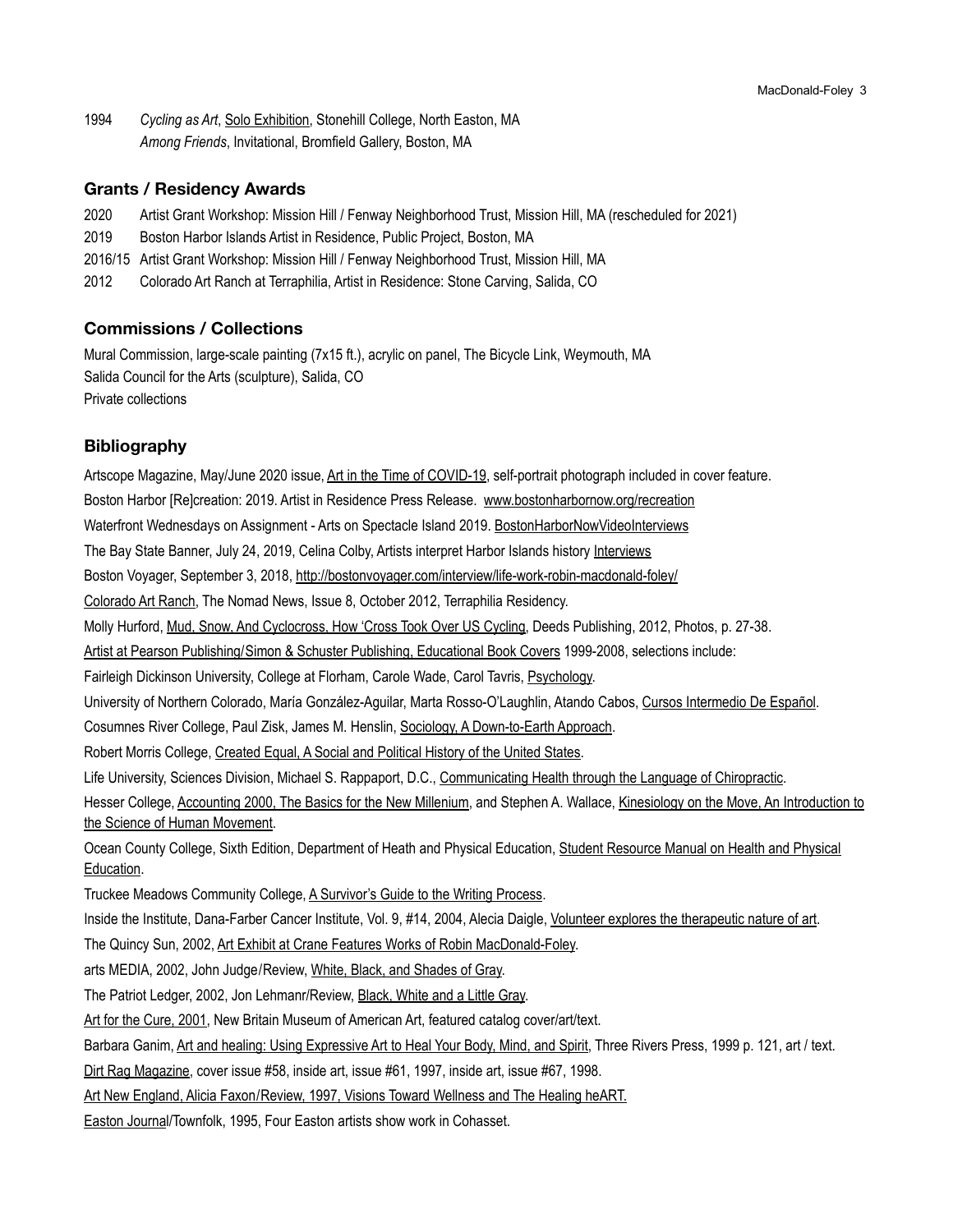1994 *Cycling as Art*, Solo Exhibition, Stonehill College, North Easton, MA
*Among Friends*, Invitational, Bromfield Gallery, Boston, MA

## Grants / Residency Awards

2020 Artist Grant Workshop: Mission Hill / Fenway Neighborhood Trust, Mission Hill, MA (rescheduled for 2021)
2019 Boston Harbor Islands Artist in Residence, Public Project, Boston, MA
2016/15 Artist Grant Workshop: Mission Hill / Fenway Neighborhood Trust, Mission Hill, MA
2012 Colorado Art Ranch at Terraphilia, Artist in Residence: Stone Carving, Salida, CO

## Commissions / Collections

Mural Commission, large-scale painting (7x15 ft.), acrylic on panel, The Bicycle Link, Weymouth, MA
Salida Council for the Arts (sculpture), Salida, CO
Private collections

## Bibliography

Artscope Magazine, May/June 2020 issue, Art in the Time of COVID-19, self-portrait photograph included in cover feature.

Boston Harbor [Re]creation: 2019. Artist in Residence Press Release. www.bostonharbornow.org/recreation

Waterfront Wednesdays on Assignment - Arts on Spectacle Island 2019. BostonHarborNowVideoInterviews

The Bay State Banner, July 24, 2019, Celina Colby, Artists interpret Harbor Islands history Interviews

Boston Voyager, September 3, 2018, http://bostonvoyager.com/interview/life-work-robin-macdonald-foley/

Colorado Art Ranch, The Nomad News, Issue 8, October 2012, Terraphilia Residency.

Molly Hurford, Mud, Snow, And Cyclocross, How 'Cross Took Over US Cycling, Deeds Publishing, 2012, Photos, p. 27-38.

Artist at Pearson Publishing/Simon & Schuster Publishing, Educational Book Covers 1999-2008, selections include:

Fairleigh Dickinson University, College at Florham, Carole Wade, Carol Tavris, Psychology.

University of Northern Colorado, María González-Aguilar, Marta Rosso-O'Laughlin, Atando Cabos, Cursos Intermedio De Español.

Cosumnes River College, Paul Zisk, James M. Henslin, Sociology, A Down-to-Earth Approach.

Robert Morris College, Created Equal, A Social and Political History of the United States.

Life University, Sciences Division, Michael S. Rappaport, D.C., Communicating Health through the Language of Chiropractic.

Hesser College, Accounting 2000, The Basics for the New Millenium, and Stephen A. Wallace, Kinesiology on the Move, An Introduction to the Science of Human Movement.

Ocean County College, Sixth Edition, Department of Heath and Physical Education, Student Resource Manual on Health and Physical Education.

Truckee Meadows Community College, A Survivor's Guide to the Writing Process.

Inside the Institute, Dana-Farber Cancer Institute, Vol. 9, #14, 2004, Alecia Daigle, Volunteer explores the therapeutic nature of art.

The Quincy Sun, 2002, Art Exhibit at Crane Features Works of Robin MacDonald-Foley.

arts MEDIA, 2002, John Judge/Review, White, Black, and Shades of Gray.

The Patriot Ledger, 2002, Jon Lehmanr/Review, Black, White and a Little Gray.

Art for the Cure, 2001, New Britain Museum of American Art, featured catalog cover/art/text.

Barbara Ganim, Art and healing: Using Expressive Art to Heal Your Body, Mind, and Spirit, Three Rivers Press, 1999 p. 121, art / text.

Dirt Rag Magazine, cover issue #58, inside art, issue #61, 1997, inside art, issue #67, 1998.

Art New England, Alicia Faxon/Review, 1997, Visions Toward Wellness and The Healing heART.

Easton Journal/Townfolk, 1995, Four Easton artists show work in Cohasset.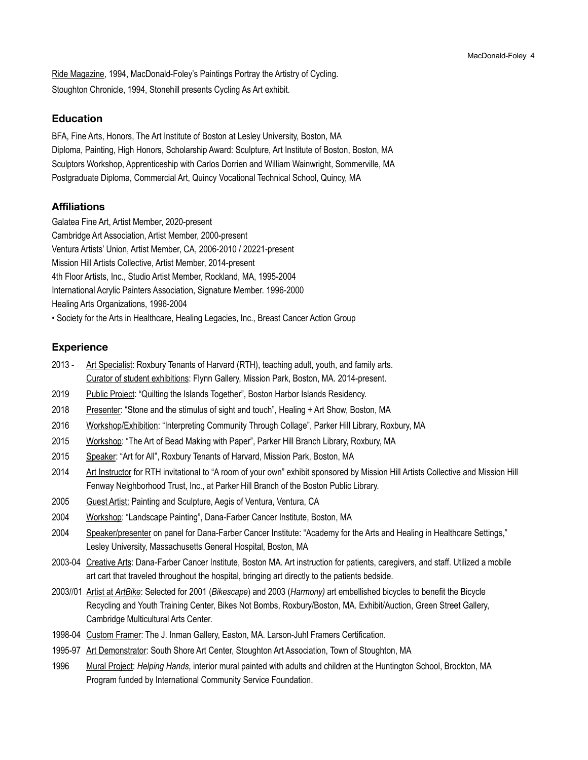Ride Magazine, 1994, MacDonald-Foley's Paintings Portray the Artistry of Cycling.
Stoughton Chronicle, 1994, Stonehill presents Cycling As Art exhibit.

## Education

BFA, Fine Arts, Honors, The Art Institute of Boston at Lesley University, Boston, MA
Diploma, Painting, High Honors, Scholarship Award: Sculpture, Art Institute of Boston, Boston, MA
Sculptors Workshop, Apprenticeship with Carlos Dorrien and William Wainwright, Sommerville, MA
Postgraduate Diploma, Commercial Art, Quincy Vocational Technical School, Quincy, MA

## Affiliations

Galatea Fine Art, Artist Member, 2020-present
Cambridge Art Association, Artist Member, 2000-present
Ventura Artists' Union, Artist Member, CA, 2006-2010 / 20221-present
Mission Hill Artists Collective, Artist Member, 2014-present
4th Floor Artists, Inc., Studio Artist Member, Rockland, MA, 1995-2004
International Acrylic Painters Association, Signature Member. 1996-2000
Healing Arts Organizations, 1996-2004
• Society for the Arts in Healthcare, Healing Legacies, Inc., Breast Cancer Action Group

## Experience

2013 - Art Specialist: Roxbury Tenants of Harvard (RTH), teaching adult, youth, and family arts.
Curator of student exhibitions: Flynn Gallery, Mission Park, Boston, MA. 2014-present.

2019 Public Project: "Quilting the Islands Together", Boston Harbor Islands Residency.

2018 Presenter: "Stone and the stimulus of sight and touch", Healing + Art Show, Boston, MA

2016 Workshop/Exhibition: "Interpreting Community Through Collage", Parker Hill Library, Roxbury, MA

2015 Workshop: "The Art of Bead Making with Paper", Parker Hill Branch Library, Roxbury, MA

2015 Speaker: "Art for All", Roxbury Tenants of Harvard, Mission Park, Boston, MA

2014 Art Instructor for RTH invitational to "A room of your own" exhibit sponsored by Mission Hill Artists Collective and Mission Hill Fenway Neighborhood Trust, Inc., at Parker Hill Branch of the Boston Public Library.

2005 Guest Artist: Painting and Sculpture, Aegis of Ventura, Ventura, CA

2004 Workshop: "Landscape Painting", Dana-Farber Cancer Institute, Boston, MA

2004 Speaker/presenter on panel for Dana-Farber Cancer Institute: "Academy for the Arts and Healing in Healthcare Settings," Lesley University, Massachusetts General Hospital, Boston, MA

2003-04 Creative Arts: Dana-Farber Cancer Institute, Boston MA. Art instruction for patients, caregivers, and staff. Utilized a mobile art cart that traveled throughout the hospital, bringing art directly to the patients bedside.

2003//01 Artist at *ArtBike*: Selected for 2001 (*Bikescape*) and 2003 (*Harmony)* art embellished bicycles to benefit the Bicycle Recycling and Youth Training Center, Bikes Not Bombs, Roxbury/Boston, MA. Exhibit/Auction, Green Street Gallery, Cambridge Multicultural Arts Center.

1998-04 Custom Framer: The J. Inman Gallery, Easton, MA. Larson-Juhl Framers Certification.

1995-97 Art Demonstrator: South Shore Art Center, Stoughton Art Association, Town of Stoughton, MA

1996 Mural Project: *Helping Hands*, interior mural painted with adults and children at the Huntington School, Brockton, MA Program funded by International Community Service Foundation.